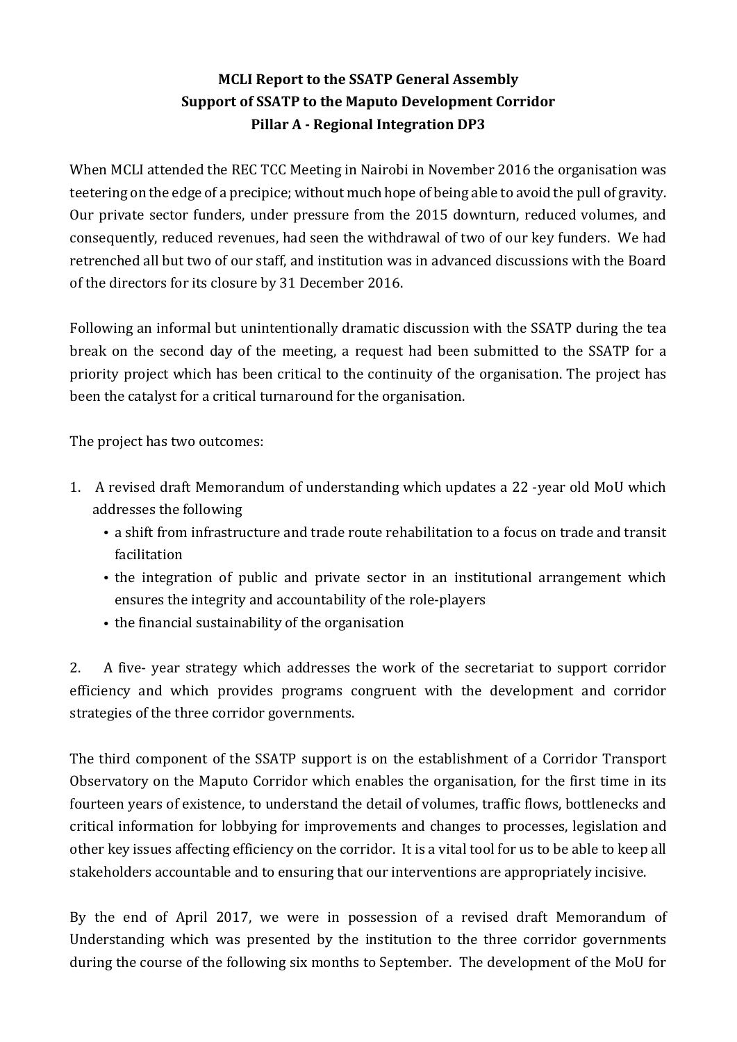**MCLI Report to the SSATP General Assembly**
**Support of SSATP to the Maputo Development Corridor**
**Pillar A - Regional Integration DP3**

When MCLI attended the REC TCC Meeting in Nairobi in November 2016 the organisation was teetering on the edge of a precipice; without much hope of being able to avoid the pull of gravity. Our private sector funders, under pressure from the 2015 downturn, reduced volumes, and consequently, reduced revenues, had seen the withdrawal of two of our key funders. We had retrenched all but two of our staff, and institution was in advanced discussions with the Board of the directors for its closure by 31 December 2016.

Following an informal but unintentionally dramatic discussion with the SSATP during the tea break on the second day of the meeting, a request had been submitted to the SSATP for a priority project which has been critical to the continuity of the organisation. The project has been the catalyst for a critical turnaround for the organisation.

The project has two outcomes:

1. A revised draft Memorandum of understanding which updates a 22 -year old MoU which addresses the following
   - a shift from infrastructure and trade route rehabilitation to a focus on trade and transit facilitation
   - the integration of public and private sector in an institutional arrangement which ensures the integrity and accountability of the role-players
   - the financial sustainability of the organisation

2. A five- year strategy which addresses the work of the secretariat to support corridor efficiency and which provides programs congruent with the development and corridor strategies of the three corridor governments.

The third component of the SSATP support is on the establishment of a Corridor Transport Observatory on the Maputo Corridor which enables the organisation, for the first time in its fourteen years of existence, to understand the detail of volumes, traffic flows, bottlenecks and critical information for lobbying for improvements and changes to processes, legislation and other key issues affecting efficiency on the corridor. It is a vital tool for us to be able to keep all stakeholders accountable and to ensuring that our interventions are appropriately incisive.

By the end of April 2017, we were in possession of a revised draft Memorandum of Understanding which was presented by the institution to the three corridor governments during the course of the following six months to September. The development of the MoU for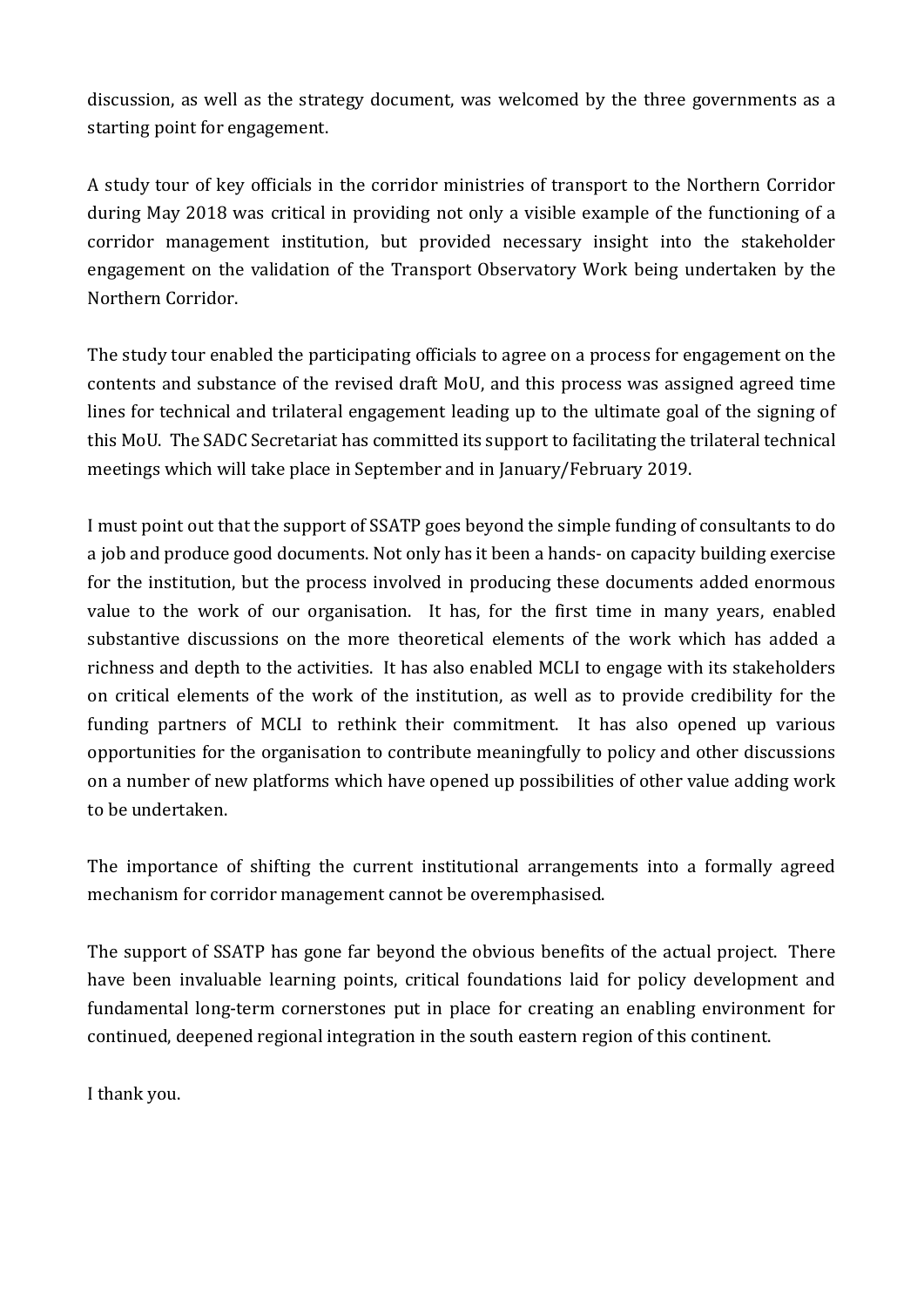discussion, as well as the strategy document, was welcomed by the three governments as a starting point for engagement.

A study tour of key officials in the corridor ministries of transport to the Northern Corridor during May 2018 was critical in providing not only a visible example of the functioning of a corridor management institution, but provided necessary insight into the stakeholder engagement on the validation of the Transport Observatory Work being undertaken by the Northern Corridor.

The study tour enabled the participating officials to agree on a process for engagement on the contents and substance of the revised draft MoU, and this process was assigned agreed time lines for technical and trilateral engagement leading up to the ultimate goal of the signing of this MoU. The SADC Secretariat has committed its support to facilitating the trilateral technical meetings which will take place in September and in January/February 2019.

I must point out that the support of SSATP goes beyond the simple funding of consultants to do a job and produce good documents. Not only has it been a hands- on capacity building exercise for the institution, but the process involved in producing these documents added enormous value to the work of our organisation. It has, for the first time in many years, enabled substantive discussions on the more theoretical elements of the work which has added a richness and depth to the activities. It has also enabled MCLI to engage with its stakeholders on critical elements of the work of the institution, as well as to provide credibility for the funding partners of MCLI to rethink their commitment. It has also opened up various opportunities for the organisation to contribute meaningfully to policy and other discussions on a number of new platforms which have opened up possibilities of other value adding work to be undertaken.

The importance of shifting the current institutional arrangements into a formally agreed mechanism for corridor management cannot be overemphasised.

The support of SSATP has gone far beyond the obvious benefits of the actual project. There have been invaluable learning points, critical foundations laid for policy development and fundamental long-term cornerstones put in place for creating an enabling environment for continued, deepened regional integration in the south eastern region of this continent.

I thank you.